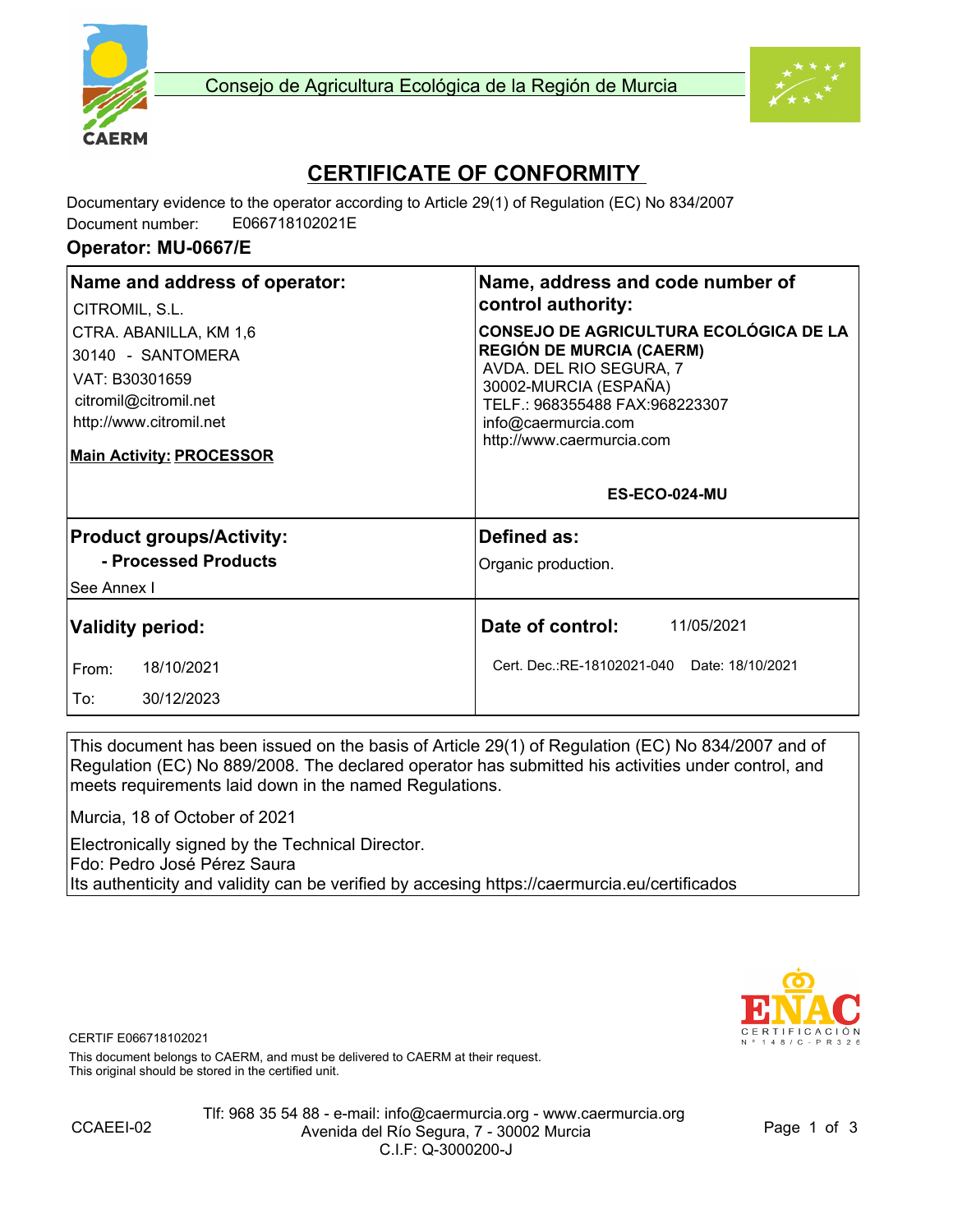Consejo de Agricultura Ecológica de la Región de Murcia

# CERTIFICATE OF CONFORMITY

Documentary evidence to the operator according to Article 29(1) of Regulation (EC) No 834/2007

Document number: E066718102021E

**Operator: MU-0667/E**

| **Name and address of operator:** | **Name, address and code number of control authority:** |
|---|---|
| CITROMIL, S.L.<br>CTRA. ABANILLA, KM 1,6<br>30140 - SANTOMERA<br>VAT: B30301659<br>citromil@citromil.net<br>http://www.citromil.net<br><br>**Main Activity: PROCESSOR** | **CONSEJO DE AGRICULTURA ECOLÓGICA DE LA REGIÓN DE MURCIA (CAERM)**<br>AVDA. DEL RIO SEGURA, 7<br>30002-MURCIA (ESPAÑA)<br>TELF.: 968355488 FAX:968223307<br>info@caermurcia.com<br>http://www.caermurcia.com<br><br>**ES-ECO-024-MU** |
| **Product groups/Activity:**<br>**- Processed Products**<br>See Annex I | **Defined as:**<br>Organic production. |
| **Validity period:**<br>From: 18/10/2021<br>To: 30/12/2023 | **Date of control:** 11/05/2021<br>Cert. Dec.:RE-18102021-040 Date: 18/10/2021 |

This document has been issued on the basis of Article 29(1) of Regulation (EC) No 834/2007 and of Regulation (EC) No 889/2008. The declared operator has submitted his activities under control, and meets requirements laid down in the named Regulations.

Murcia, 18 of October of 2021

Electronically signed by the Technical Director.
Fdo: Pedro José Pérez Saura
Its authenticity and validity can be verified by accesing https://caermurcia.eu/certificados

ENAC CERTIFICACIÓN Nº 148/C-PR326

CERTIF E066718102021

This document belongs to CAERM, and must be delivered to CAERM at their request.
This original should be stored in the certified unit.

CCAEEI-02

Tlf: 968 35 54 88 - e-mail: info@caermurcia.org - www.caermurcia.org
Avenida del Río Segura, 7 - 30002 Murcia
C.I.F: Q-3000200-J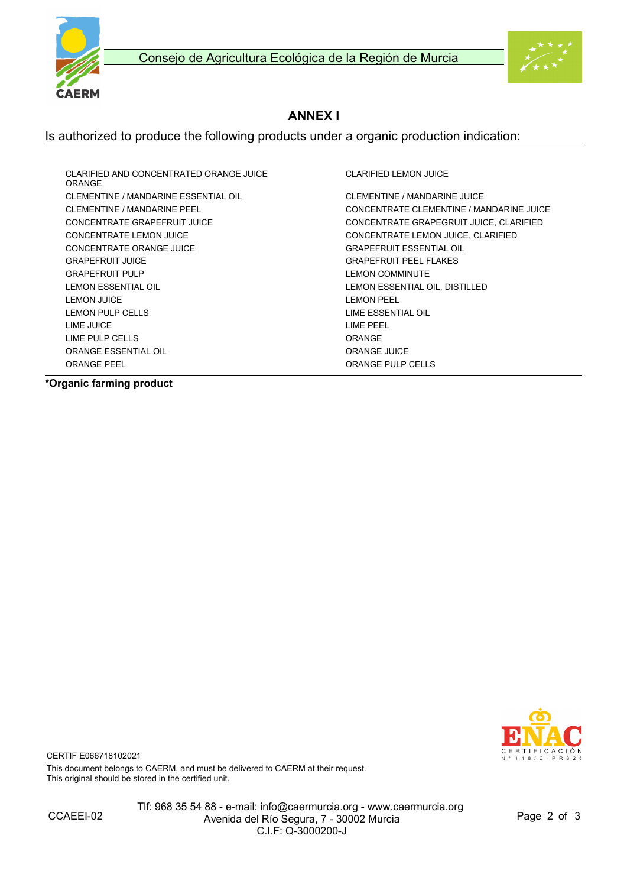Consejo de Agricultura Ecológica de la Región de Murcia

# ANNEX I

## Is authorized to produce the following products under a organic production indication:

| | |
|---|---|
| CLARIFIED AND CONCENTRATED ORANGE JUICE ORANGE | CLARIFIED LEMON JUICE |
| CLEMENTINE / MANDARINE ESSENTIAL OIL | CLEMENTINE / MANDARINE JUICE |
| CLEMENTINE / MANDARINE PEEL | CONCENTRATE CLEMENTINE / MANDARINE JUICE |
| CONCENTRATE GRAPEFRUIT JUICE | CONCENTRATE GRAPEGRUIT JUICE, CLARIFIED |
| CONCENTRATE LEMON JUICE | CONCENTRATE LEMON JUICE, CLARIFIED |
| CONCENTRATE ORANGE JUICE | GRAPEFRUIT ESSENTIAL OIL |
| GRAPEFRUIT JUICE | GRAPEFRUIT PEEL FLAKES |
| GRAPEFRUIT PULP | LEMON COMMINUTE |
| LEMON ESSENTIAL OIL | LEMON ESSENTIAL OIL, DISTILLED |
| LEMON JUICE | LEMON PEEL |
| LEMON PULP CELLS | LIME ESSENTIAL OIL |
| LIME JUICE | LIME PEEL |
| LIME PULP CELLS | ORANGE |
| ORANGE ESSENTIAL OIL | ORANGE JUICE |
| ORANGE PEEL | ORANGE PULP CELLS |

**\*Organic farming product**

CERTIF E066718102021

This document belongs to CAERM, and must be delivered to CAERM at their request.
This original should be stored in the certified unit.

CCAEEI-02

Tlf: 968 35 54 88 - e-mail: info@caermurcia.org - www.caermurcia.org
Avenida del Río Segura, 7 - 30002 Murcia
C.I.F: Q-3000200-J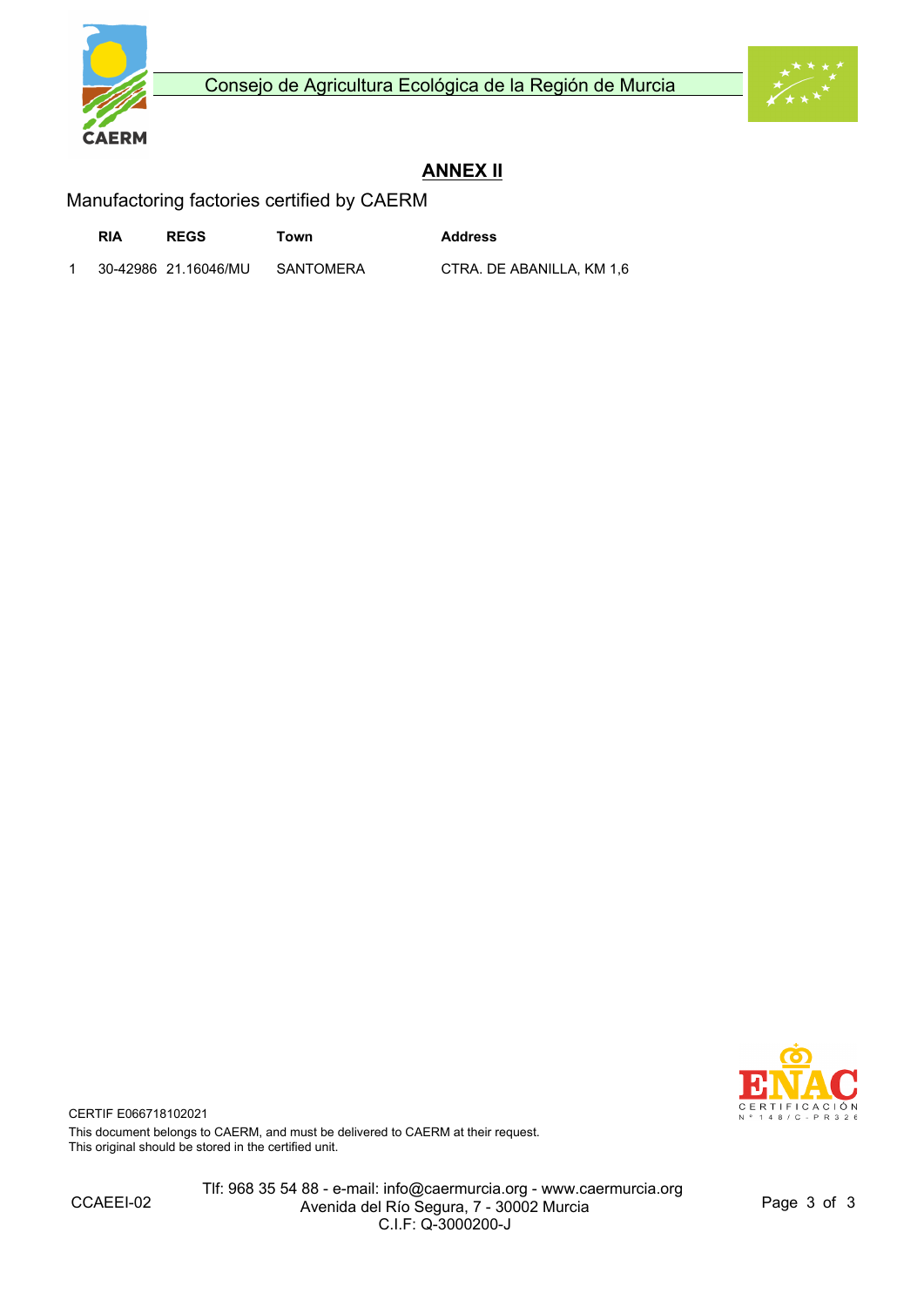Consejo de Agricultura Ecológica de la Región de Murcia

## ANNEX II

Manufactoring factories certified by CAERM

| | RIA | REGS | Town | Address |
|---|---|---|---|---|
| 1 | 30-42986 | 21.16046/MU | SANTOMERA | CTRA. DE ABANILLA, KM 1,6 |

CERTIF E066718102021

This document belongs to CAERM, and must be delivered to CAERM at their request.
This original should be stored in the certified unit.

CCAEEI-02

Tlf: 968 35 54 88 - e-mail: info@caermurcia.org - www.caermurcia.org
Avenida del Río Segura, 7 - 30002 Murcia
C.I.F: Q-3000200-J